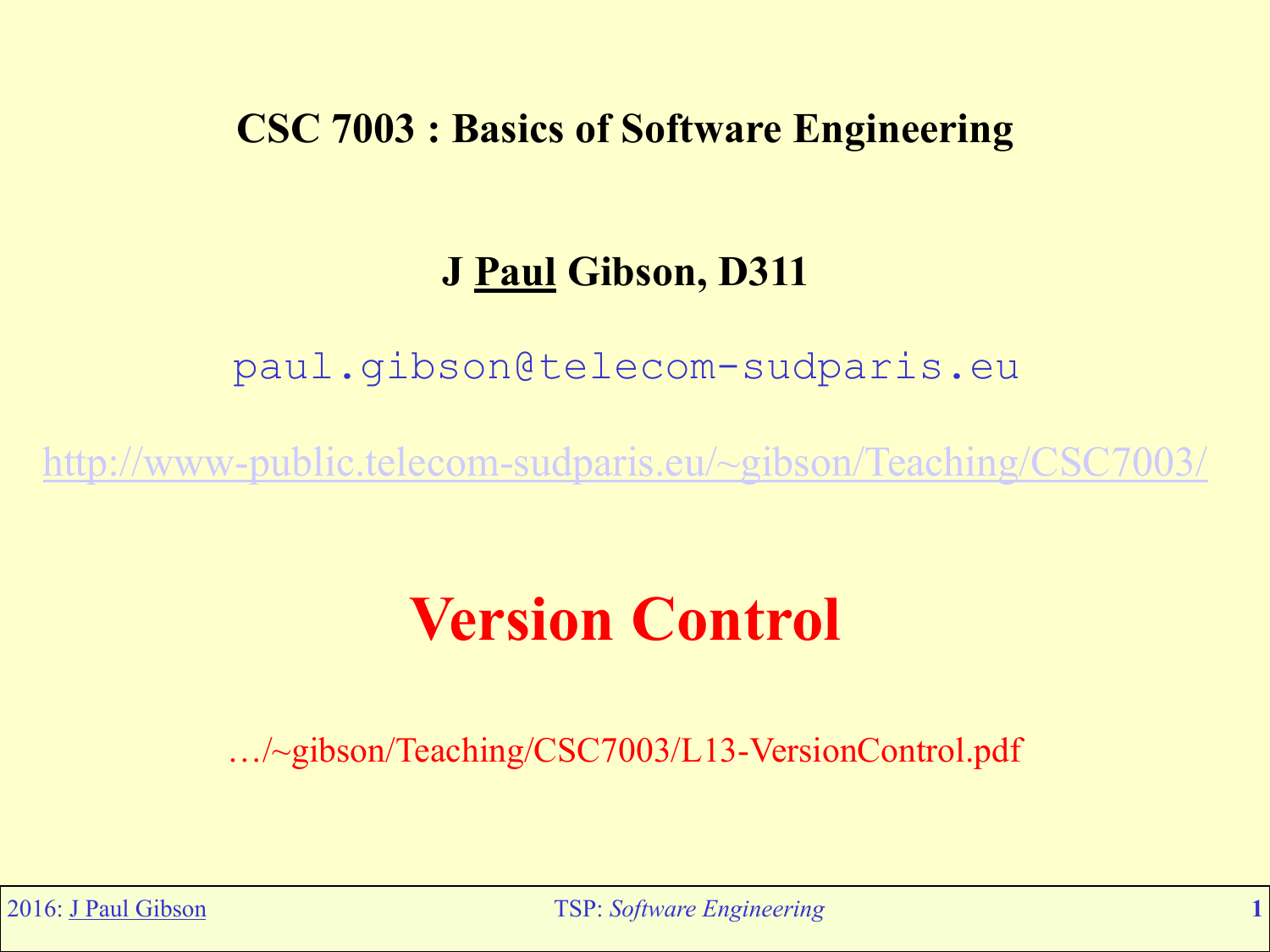**CSC 7003 : Basics of Software Engineering**

**J <u>Paul</u> Gibson, D311**

paul.gibson@telecom-sudparis.eu

http://www-public.telecom-sudparis.eu/~gibson/Teaching/CSC7003/

# Version Control

…/~gibson/Teaching/CSC7003/L13-VersionControl.pdf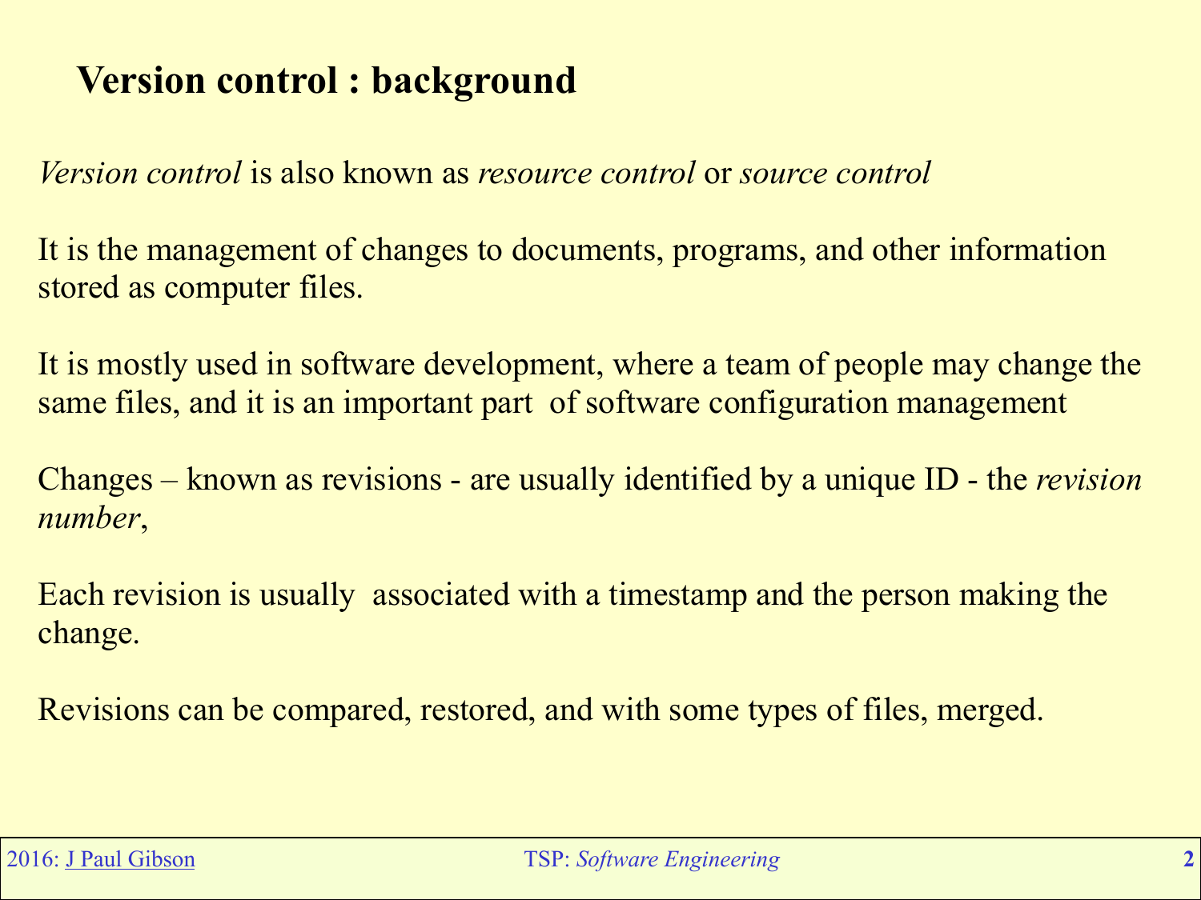## Version control : background

*Version control* is also known as *resource control* or *source control*

It is the management of changes to documents, programs, and other information stored as computer files.

It is mostly used in software development, where a team of people may change the same files, and it is an important part of software configuration management

Changes – known as revisions - are usually identified by a unique ID - the *revision number*,

Each revision is usually associated with a timestamp and the person making the change.

Revisions can be compared, restored, and with some types of files, merged.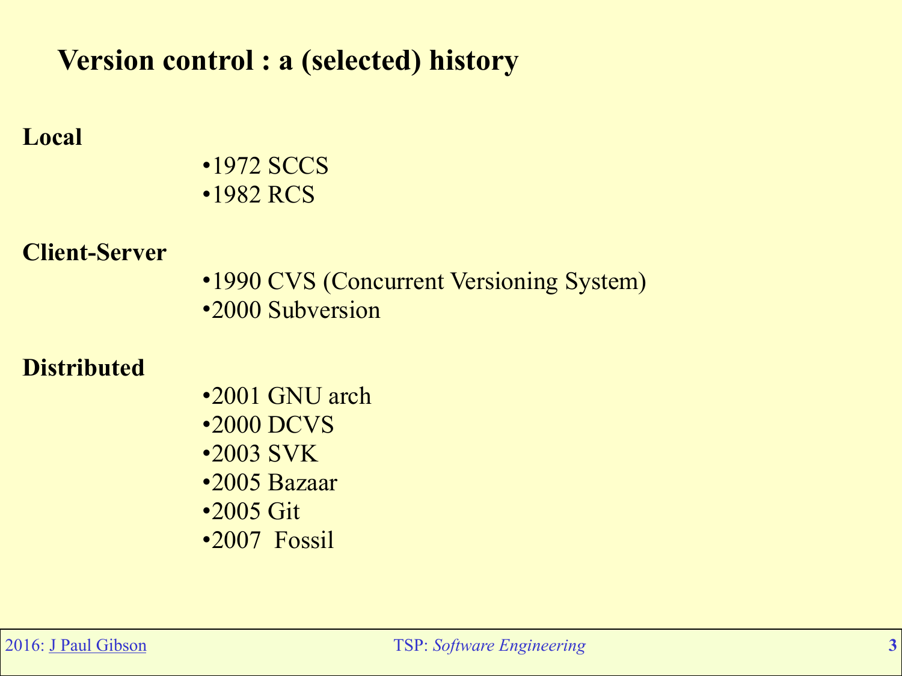# Version control : a (selected) history

**Local**

- 1972 SCCS
- 1982 RCS

**Client-Server**

- 1990 CVS (Concurrent Versioning System)
- 2000 Subversion

**Distributed**

- 2001 GNU arch
- 2000 DCVS
- 2003 SVK
- 2005 Bazaar
- 2005 Git
- 2007 Fossil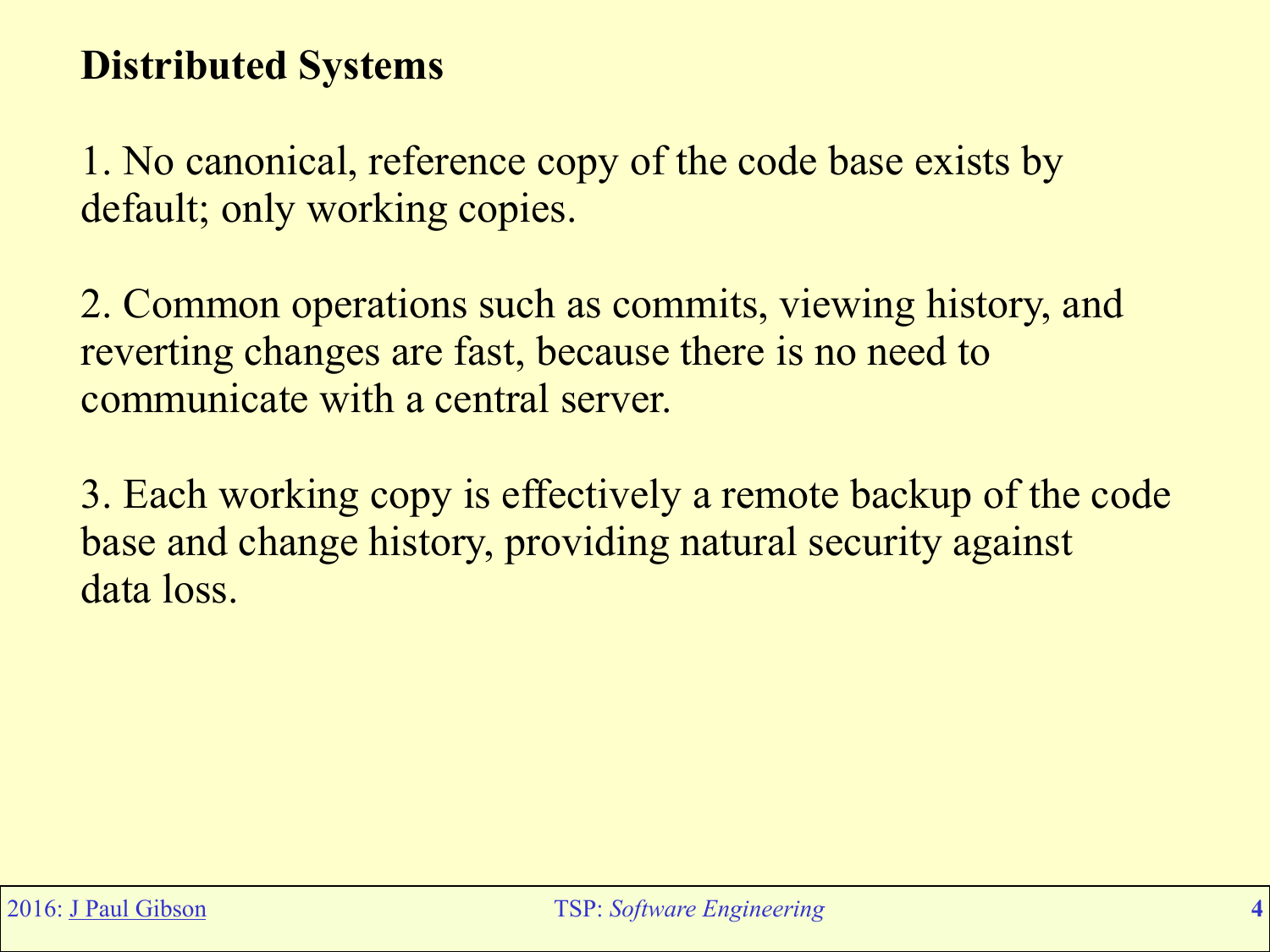## Distributed Systems

1. No canonical, reference copy of the code base exists by default; only working copies.

2. Common operations such as commits, viewing history, and reverting changes are fast, because there is no need to communicate with a central server.

3. Each working copy is effectively a remote backup of the code base and change history, providing natural security against data loss.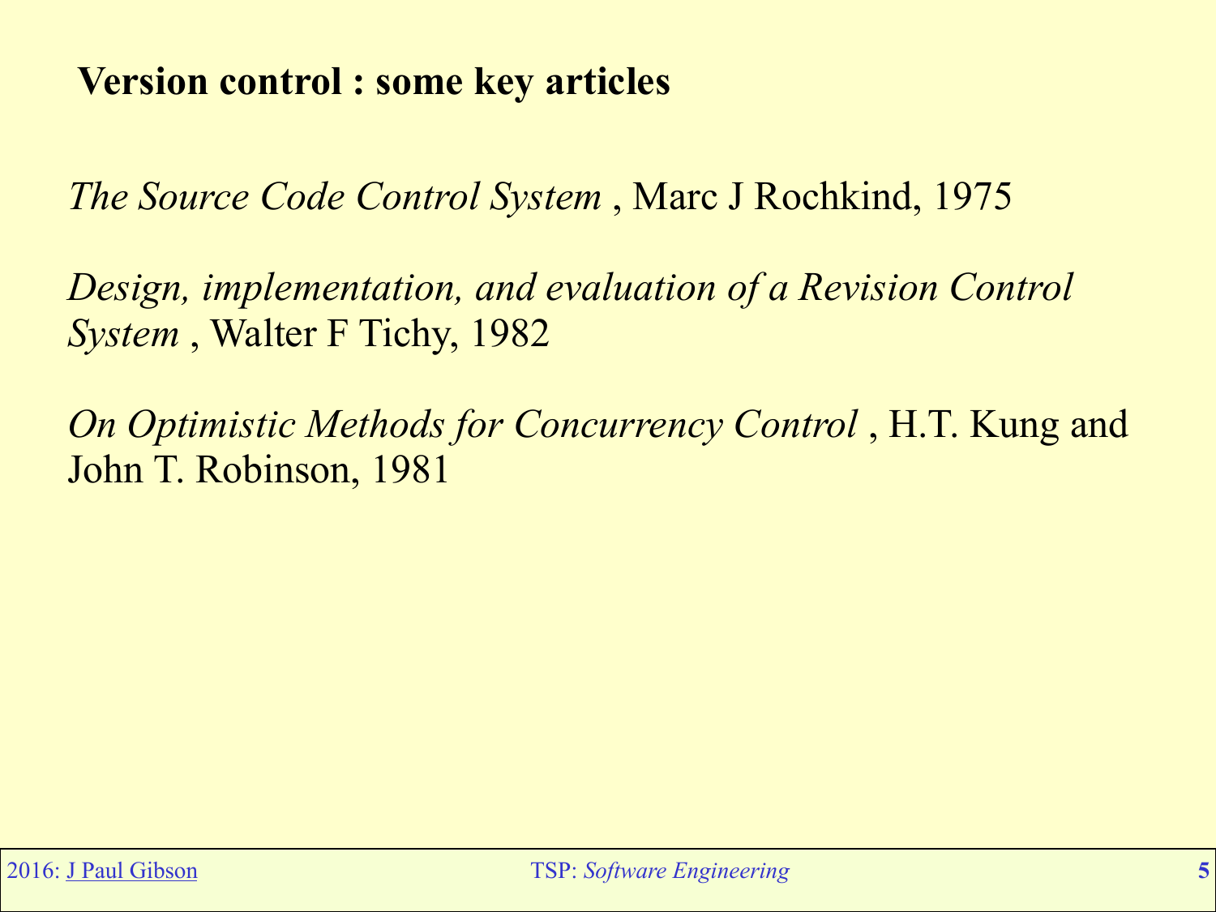# Version control : some key articles

*The Source Code Control System* , Marc J Rochkind, 1975

*Design, implementation, and evaluation of a Revision Control System* , Walter F Tichy, 1982

*On Optimistic Methods for Concurrency Control* , H.T. Kung and John T. Robinson, 1981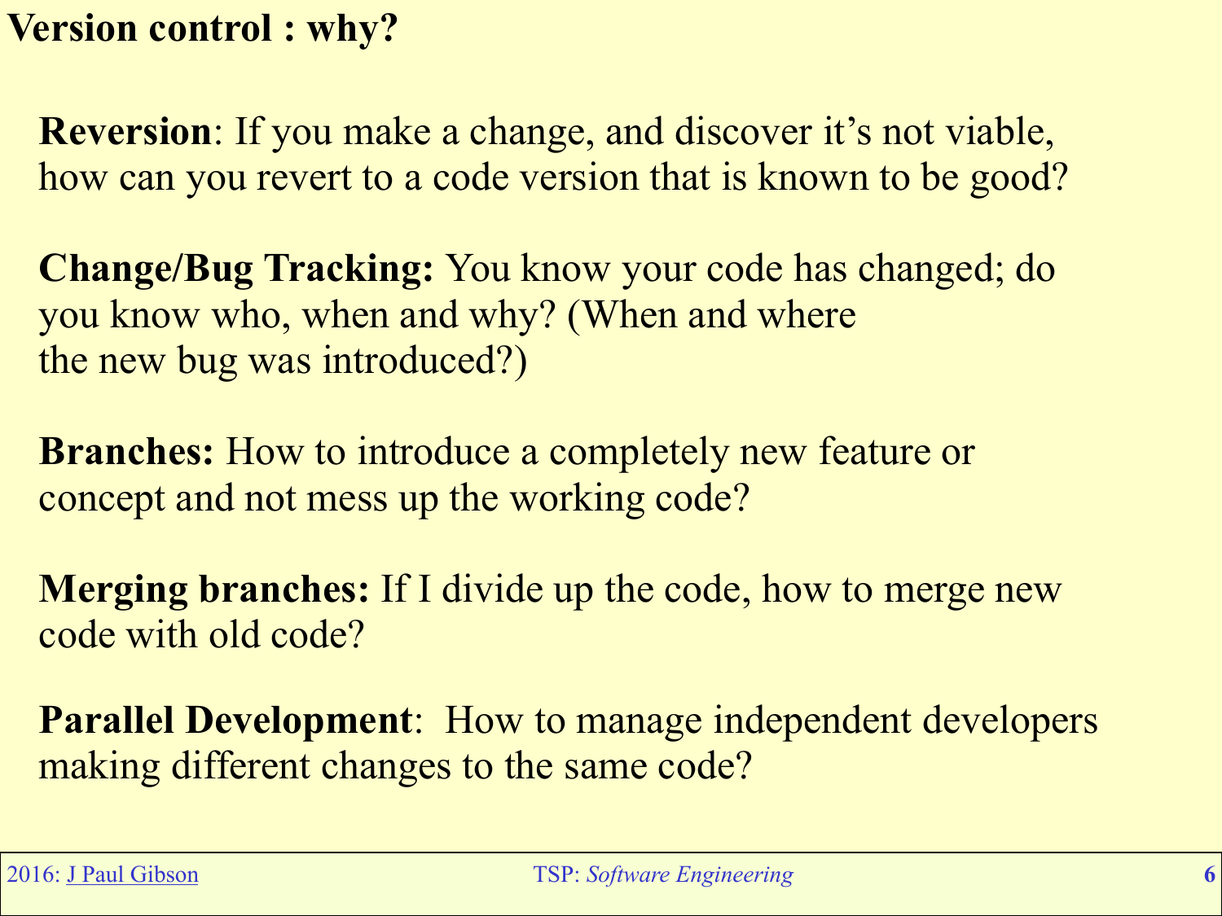# Version control : why?

**Reversion**: If you make a change, and discover it's not viable, how can you revert to a code version that is known to be good?

**Change/Bug Tracking:** You know your code has changed; do you know who, when and why? (When and where the new bug was introduced?)

**Branches:** How to introduce a completely new feature or concept and not mess up the working code?

**Merging branches:** If I divide up the code, how to merge new code with old code?

**Parallel Development**: How to manage independent developers making different changes to the same code?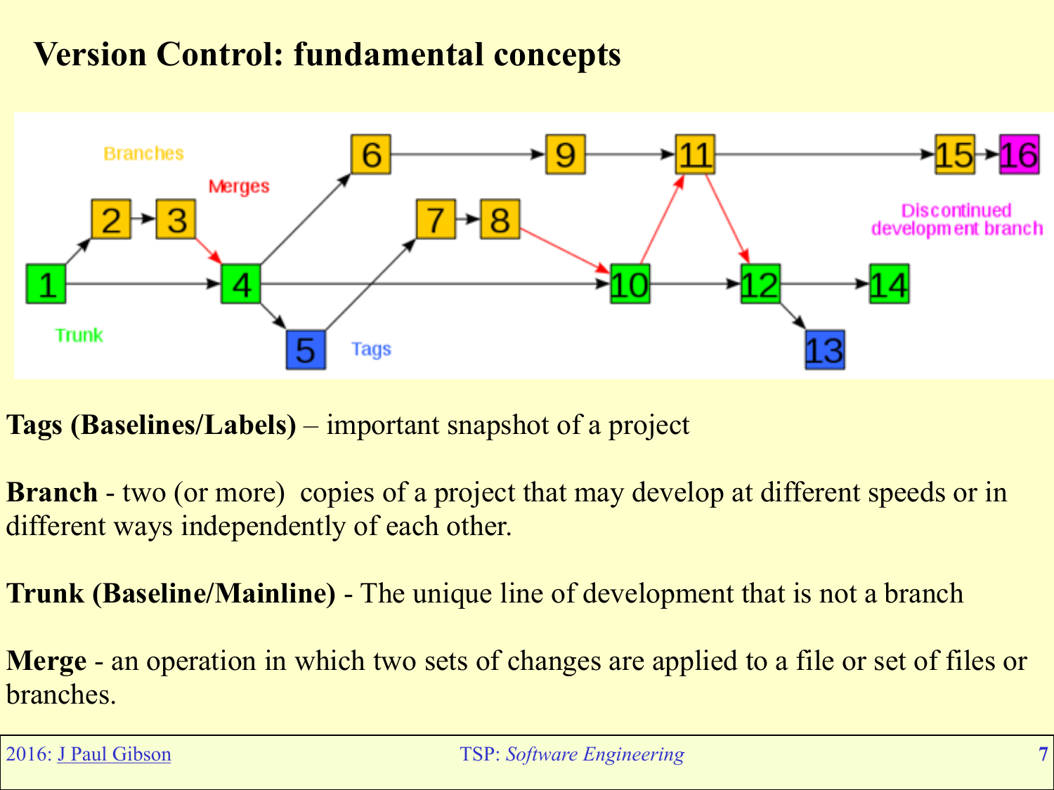# Version Control: fundamental concepts

**Tags (Baselines/Labels)** – important snapshot of a project

**Branch** - two (or more) copies of a project that may develop at different speeds or in different ways independently of each other.

**Trunk (Baseline/Mainline)** - The unique line of development that is not a branch

**Merge** - an operation in which two sets of changes are applied to a file or set of files or branches.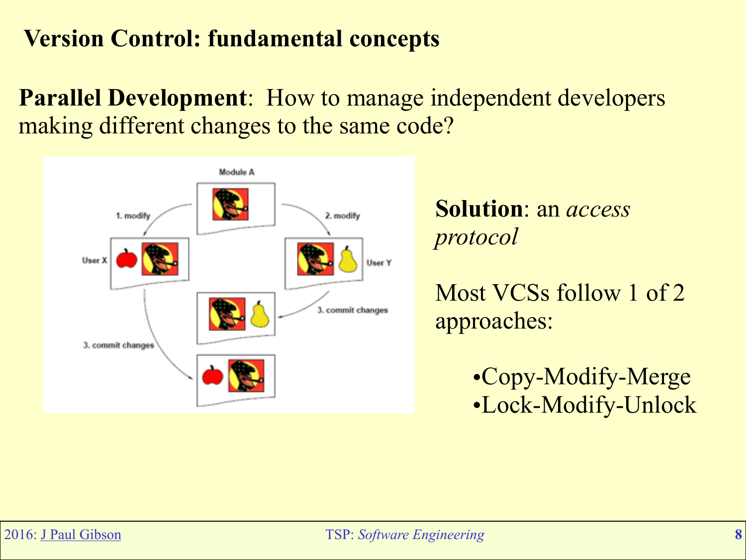# Version Control: fundamental concepts

**Parallel Development**: How to manage independent developers making different changes to the same code?

**Solution**: an *access protocol*

Most VCSs follow 1 of 2 approaches:

- Copy-Modify-Merge
- Lock-Modify-Unlock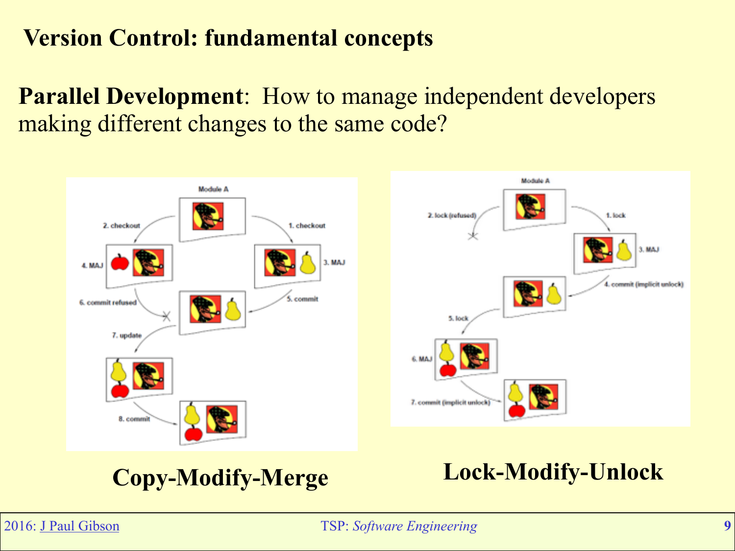# Version Control: fundamental concepts

**Parallel Development**: How to manage independent developers making different changes to the same code?

**Copy-Modify-Merge**

**Lock-Modify-Unlock**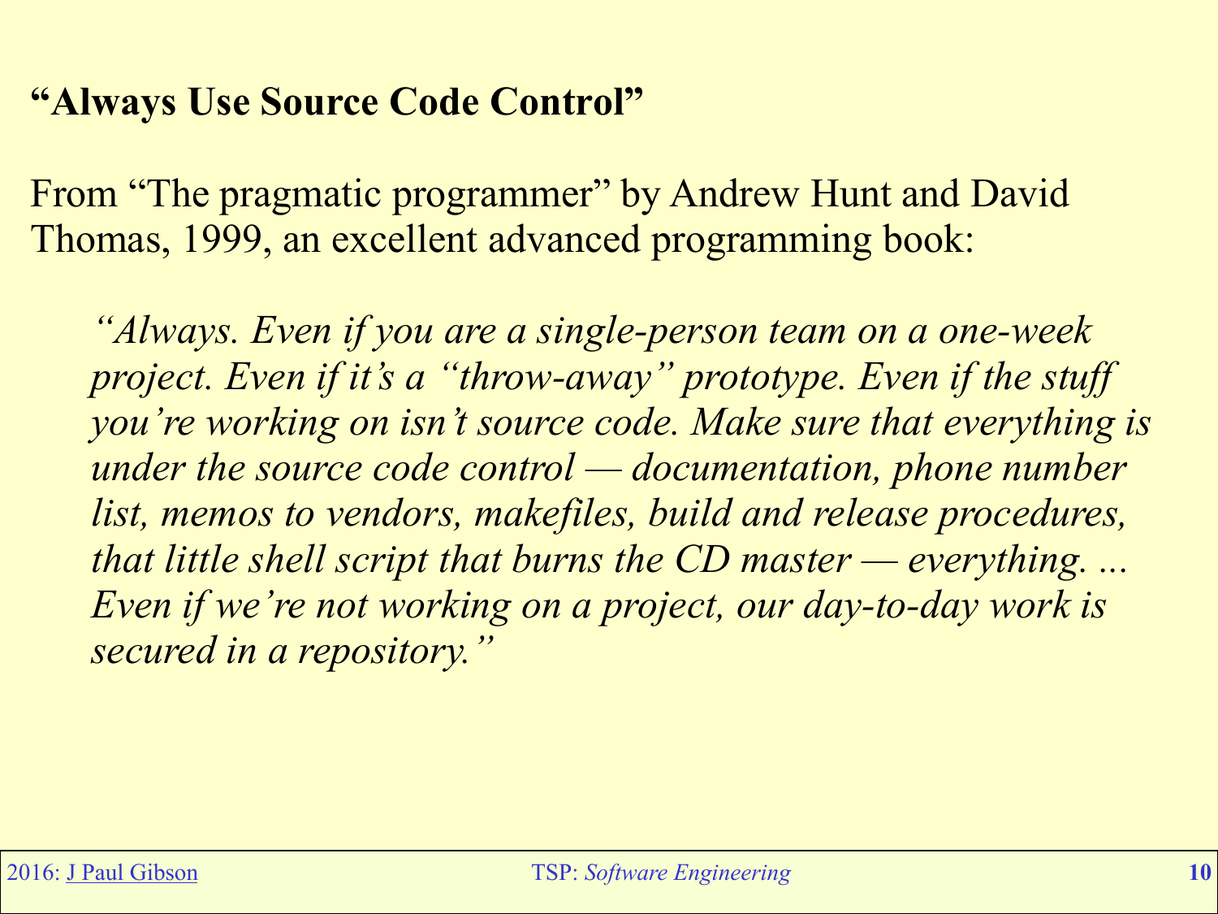## **"Always Use Source Code Control"**

From "The pragmatic programmer" by Andrew Hunt and David Thomas, 1999, an excellent advanced programming book:

> *"Always. Even if you are a single-person team on a one-week project. Even if it's a "throw-away" prototype. Even if the stuff you're working on isn't source code. Make sure that everything is under the source code control — documentation, phone number list, memos to vendors, makefiles, build and release procedures, that little shell script that burns the CD master — everything. ... Even if we're not working on a project, our day-to-day work is secured in a repository."*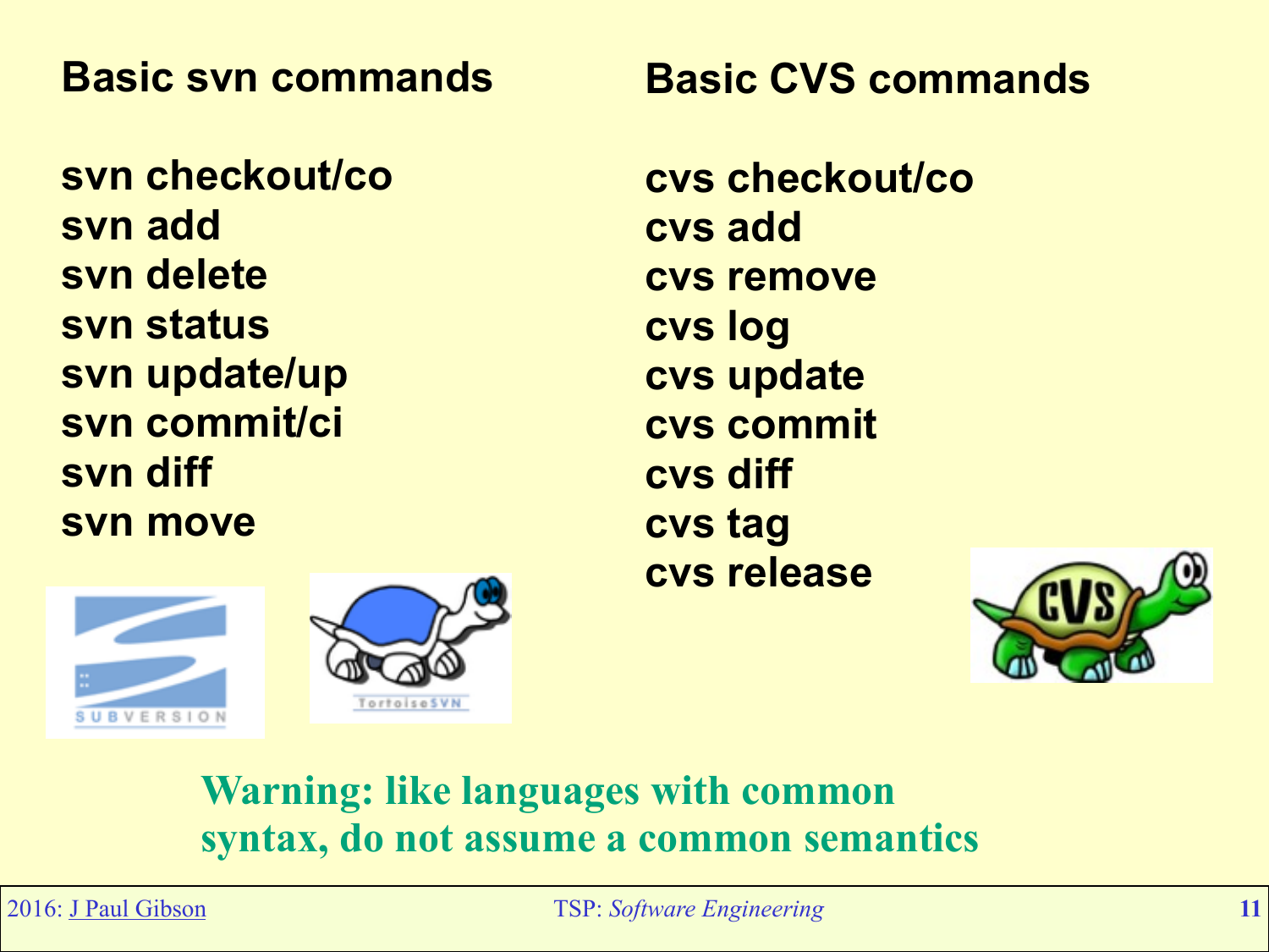## Basic svn commands

svn checkout/co
svn add
svn delete
svn status
svn update/up
svn commit/ci
svn diff
svn move

## Basic CVS commands

cvs checkout/co
cvs add
cvs remove
cvs log
cvs update
cvs commit
cvs diff
cvs tag
cvs release

**Warning: like languages with common syntax, do not assume a common semantics**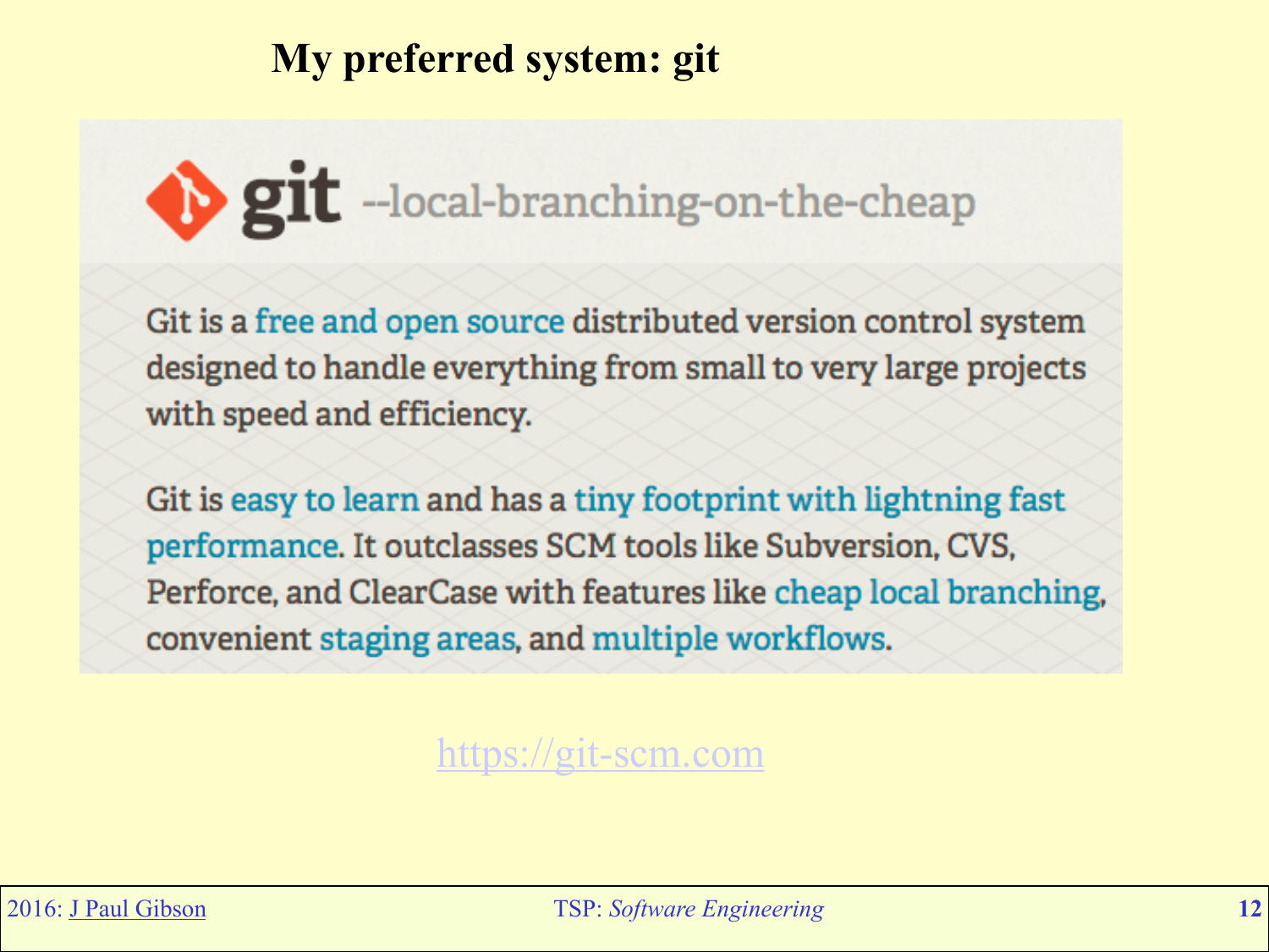# My preferred system: git

git --local-branching-on-the-cheap

Git is a free and open source distributed version control system designed to handle everything from small to very large projects with speed and efficiency.

Git is easy to learn and has a tiny footprint with lightning fast performance. It outclasses SCM tools like Subversion, CVS, Perforce, and ClearCase with features like cheap local branching, convenient staging areas, and multiple workflows.

https://git-scm.com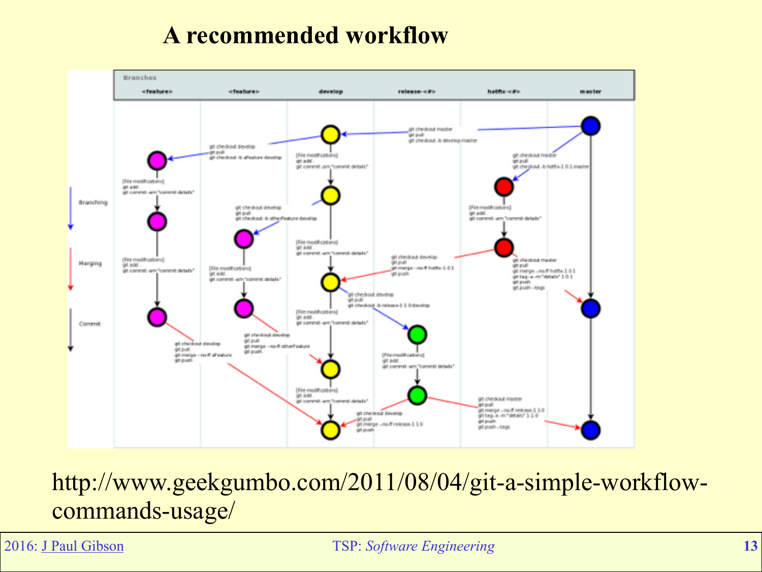# A recommended workflow

http://www.geekgumbo.com/2011/08/04/git-a-simple-workflow-commands-usage/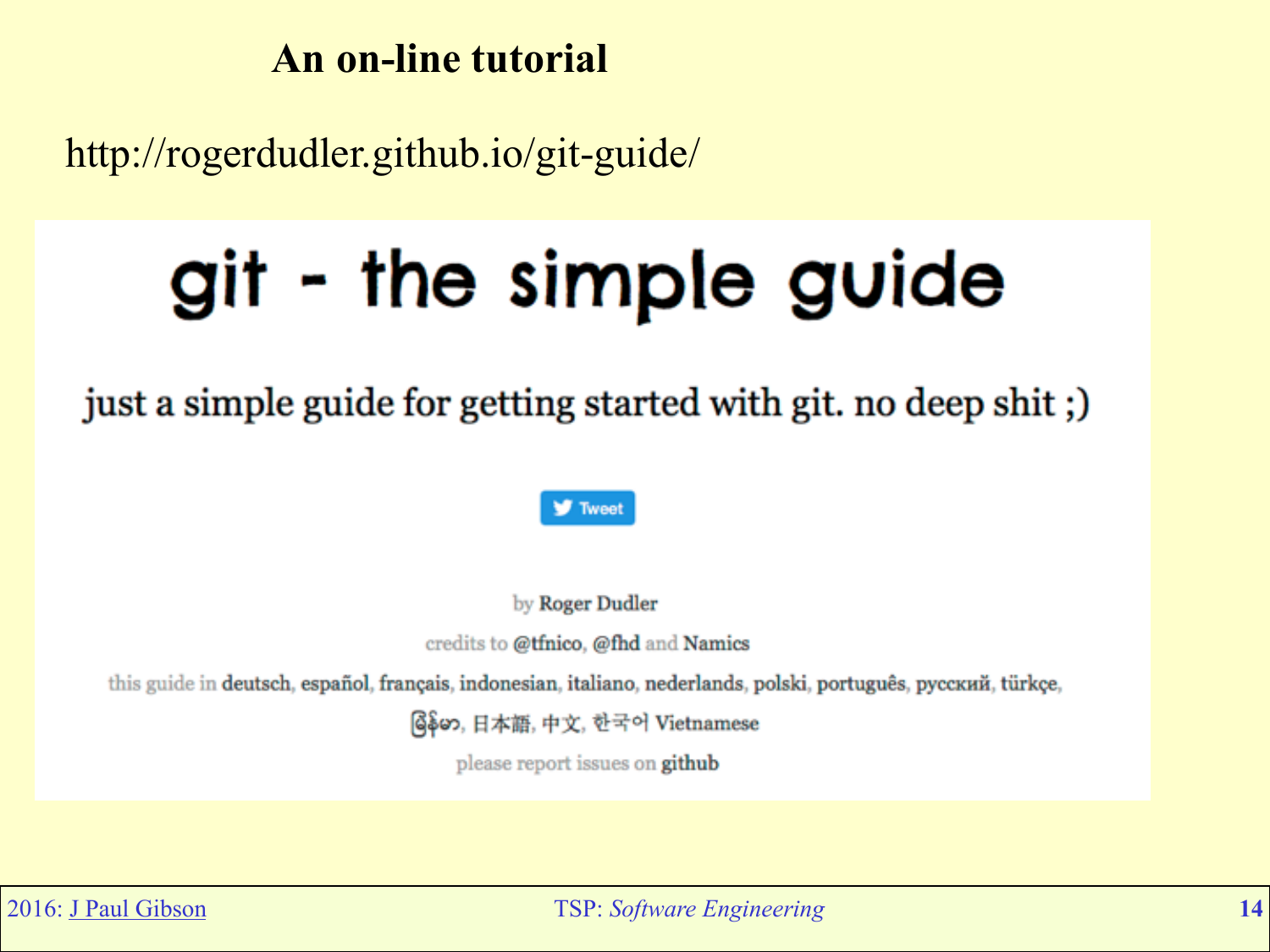# An on-line tutorial

http://rogerdudler.github.io/git-guide/

# git - the simple guide

just a simple guide for getting started with git. no deep shit ;)

Tweet

by Roger Dudler

credits to @tfnico, @fhd and Namics

this guide in deutsch, español, français, indonesian, italiano, nederlands, polski, português, русский, türkçe, မြန်မာ, 日本語, 中文, 한국어 Vietnamese

please report issues on github